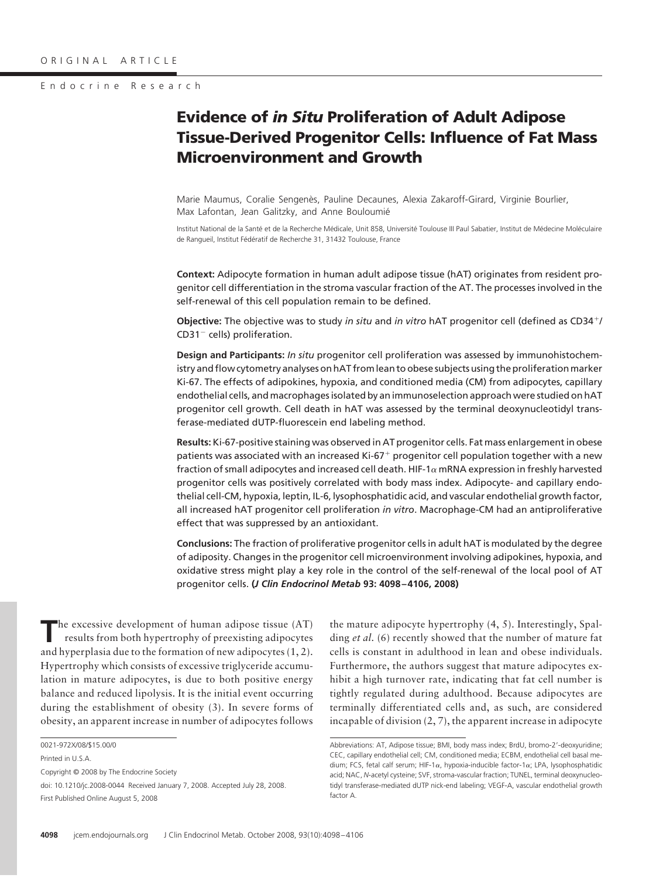ORIGINAL ARTICLE

Endocrine Research

# Evidence of *in Situ* Proliferation of Adult Adipose Tissue-Derived Progenitor Cells: Influence of Fat Mass Microenvironment and Growth

Marie Maumus, Coralie Sengenès, Pauline Decaunes, Alexia Zakaroff-Girard, Virginie Bourlier, Max Lafontan, Jean Galitzky, and Anne Bouloumié

Institut National de la Santé et de la Recherche Médicale, Unit 858, Université Toulouse III Paul Sabatier, Institut de Médecine Moléculaire de Rangueil, Institut Fédératif de Recherche 31, 31432 Toulouse, France

**Context:** Adipocyte formation in human adult adipose tissue (hAT) originates from resident progenitor cell differentiation in the stroma vascular fraction of the AT. The processes involved in the self-renewal of this cell population remain to be defined.

**Objective:** The objective was to study *in situ* and *in vitro* hAT progenitor cell (defined as $CD34^+$/$CD31^-$ cells) proliferation.

**Design and Participants:** *In situ* progenitor cell proliferation was assessed by immunohistochemistry and flow cytometry analyses on hAT from lean to obese subjects using the proliferation marker Ki-67. The effects of adipokines, hypoxia, and conditioned media (CM) from adipocytes, capillary endothelial cells, and macrophages isolated by an immunoselection approach were studied on hAT progenitor cell growth. Cell death in hAT was assessed by the terminal deoxynucleotidyl transferase-mediated dUTP-fluorescein end labeling method.

**Results:** Ki-67-positive staining was observed in AT progenitor cells. Fat mass enlargement in obese patients was associated with an increased $Ki\text{-}67^+$ progenitor cell population together with a new fraction of small adipocytes and increased cell death. HIF-1$\alpha$ mRNA expression in freshly harvested progenitor cells was positively correlated with body mass index. Adipocyte- and capillary endothelial cell-CM, hypoxia, leptin, IL-6, lysophosphatidic acid, and vascular endothelial growth factor, all increased hAT progenitor cell proliferation *in vitro*. Macrophage-CM had an antiproliferative effect that was suppressed by an antioxidant.

**Conclusions:** The fraction of proliferative progenitor cells in adult hAT is modulated by the degree of adiposity. Changes in the progenitor cell microenvironment involving adipokines, hypoxia, and oxidative stress might play a key role in the control of the self-renewal of the local pool of AT progenitor cells. **(*J Clin Endocrinol Metab* 93: 4098–4106, 2008)**

The excessive development of human adipose tissue (AT) results from both hypertrophy of preexisting adipocytes and hyperplasia due to the formation of new adipocytes (1, 2). Hypertrophy which consists of excessive triglyceride accumulation in mature adipocytes, is due to both positive energy balance and reduced lipolysis. It is the initial event occurring during the establishment of obesity (3). In severe forms of obesity, an apparent increase in number of adipocytes follows the mature adipocyte hypertrophy (4, 5). Interestingly, Spalding *et al.* (6) recently showed that the number of mature fat cells is constant in adulthood in lean and obese individuals. Furthermore, the authors suggest that mature adipocytes exhibit a high turnover rate, indicating that fat cell number is tightly regulated during adulthood. Because adipocytes are terminally differentiated cells and, as such, are considered incapable of division (2, 7), the apparent increase in adipocyte

0021-972X/08/$15.00/0

Printed in U.S.A.

Copyright © 2008 by The Endocrine Society

doi: 10.1210/jc.2008-0044 Received January 7, 2008. Accepted July 28, 2008.

First Published Online August 5, 2008

Abbreviations: AT, Adipose tissue; BMI, body mass index; BrdU, bromo-2′-deoxyuridine; CEC, capillary endothelial cell; CM, conditioned media; ECBM, endothelial cell basal medium; FCS, fetal calf serum; HIF-1$\alpha$, hypoxia-inducible factor-1$\alpha$; LPA, lysophosphatidic acid; NAC, *N*-acetyl cysteine; SVF, stroma-vascular fraction; TUNEL, terminal deoxynucleotidyl transferase-mediated dUTP nick-end labeling; VEGF-A, vascular endothelial growth factor A.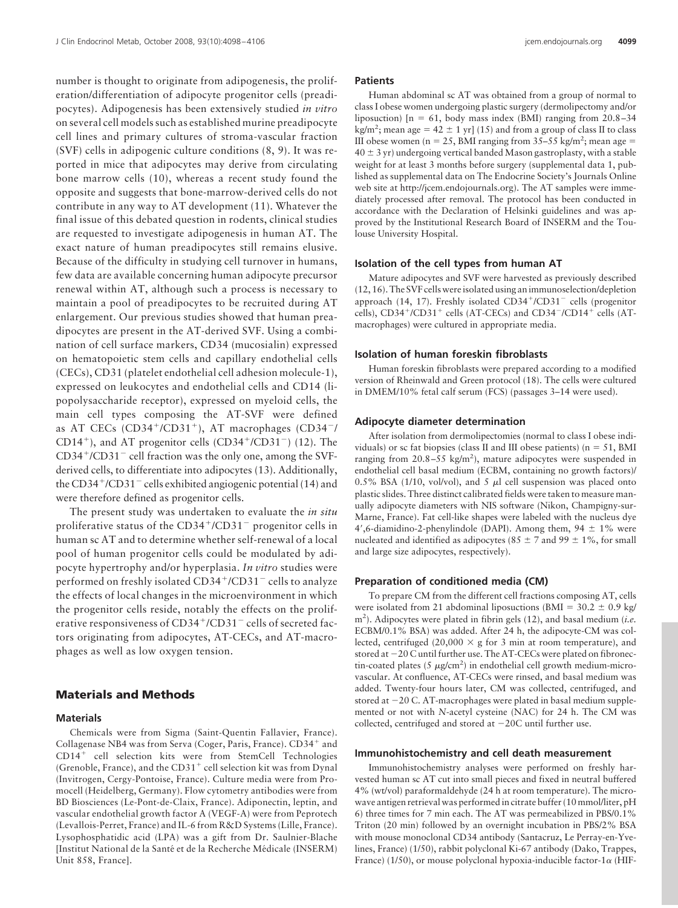number is thought to originate from adipogenesis, the proliferation/differentiation of adipocyte progenitor cells (preadipocytes). Adipogenesis has been extensively studied *in vitro* on several cell models such as established murine preadipocyte cell lines and primary cultures of stroma-vascular fraction (SVF) cells in adipogenic culture conditions (8, 9). It was reported in mice that adipocytes may derive from circulating bone marrow cells (10), whereas a recent study found the opposite and suggests that bone-marrow-derived cells do not contribute in any way to AT development (11). Whatever the final issue of this debated question in rodents, clinical studies are requested to investigate adipogenesis in human AT. The exact nature of human preadipocytes still remains elusive. Because of the difficulty in studying cell turnover in humans, few data are available concerning human adipocyte precursor renewal within AT, although such a process is necessary to maintain a pool of preadipocytes to be recruited during AT enlargement. Our previous studies showed that human preadipocytes are present in the AT-derived SVF. Using a combination of cell surface markers, CD34 (mucosialin) expressed on hematopoietic stem cells and capillary endothelial cells (CECs), CD31 (platelet endothelial cell adhesion molecule-1), expressed on leukocytes and endothelial cells and CD14 (lipopolysaccharide receptor), expressed on myeloid cells, the main cell types composing the AT-SVF were defined as AT CECs ($CD34^+/CD31^+$), AT macrophages ($CD34^-/CD14^+$), and AT progenitor cells ($CD34^+/CD31^-$) (12). The $CD34^+/CD31^-$ cell fraction was the only one, among the SVF-derived cells, to differentiate into adipocytes (13). Additionally, the $CD34^+/CD31^-$ cells exhibited angiogenic potential (14) and were therefore defined as progenitor cells.

The present study was undertaken to evaluate the *in situ* proliferative status of the $CD34^+/CD31^-$ progenitor cells in human sc AT and to determine whether self-renewal of a local pool of human progenitor cells could be modulated by adipocyte hypertrophy and/or hyperplasia. *In vitro* studies were performed on freshly isolated $CD34^+/CD31^-$ cells to analyze the effects of local changes in the microenvironment in which the progenitor cells reside, notably the effects on the proliferative responsiveness of $CD34^+/CD31^-$ cells of secreted factors originating from adipocytes, AT-CECs, and AT-macrophages as well as low oxygen tension.

# Materials and Methods

## Materials

Chemicals were from Sigma (Saint-Quentin Fallavier, France). Collagenase NB4 was from Serva (Coger, Paris, France). $CD34^+$ and $CD14^+$ cell selection kits were from StemCell Technologies (Grenoble, France), and the $CD31^+$ cell selection kit was from Dynal (Invitrogen, Cergy-Pontoise, France). Culture media were from Promocell (Heidelberg, Germany). Flow cytometry antibodies were from BD Biosciences (Le-Pont-de-Claix, France). Adiponectin, leptin, and vascular endothelial growth factor A (VEGF-A) were from Peprotech (Levallois-Perret, France) and IL-6 from R&D Systems (Lille, France). Lysophosphatidic acid (LPA) was a gift from Dr. Saulnier-Blache [Institut National de la Santé et de la Recherche Médicale (INSERM) Unit 858, France].

## Patients

Human abdominal sc AT was obtained from a group of normal to class I obese women undergoing plastic surgery (dermolipectomy and/or liposuction) [n = 61, body mass index (BMI) ranging from 20.8–34 kg/m²; mean age = 42 ± 1 yr] (15) and from a group of class II to class III obese women (n = 25, BMI ranging from 35–55 kg/m²; mean age = 40 ± 3 yr) undergoing vertical banded Mason gastroplasty, with a stable weight for at least 3 months before surgery (supplemental data 1, published as supplemental data on The Endocrine Society's Journals Online web site at http://jcem.endojournals.org). The AT samples were immediately processed after removal. The protocol has been conducted in accordance with the Declaration of Helsinki guidelines and was approved by the Institutional Research Board of INSERM and the Toulouse University Hospital.

## Isolation of the cell types from human AT

Mature adipocytes and SVF were harvested as previously described (12, 16). The SVF cells were isolated using an immunoselection/depletion approach (14, 17). Freshly isolated $CD34^+/CD31^-$ cells (progenitor cells), $CD34^+/CD31^+$ cells (AT-CECs) and $CD34^-/CD14^+$ cells (AT-macrophages) were cultured in appropriate media.

## Isolation of human foreskin fibroblasts

Human foreskin fibroblasts were prepared according to a modified version of Rheinwald and Green protocol (18). The cells were cultured in DMEM/10% fetal calf serum (FCS) (passages 3–14 were used).

## Adipocyte diameter determination

After isolation from dermolipectomies (normal to class I obese individuals) or sc fat biopsies (class II and III obese patients) (n = 51, BMI ranging from 20.8–55 kg/m²), mature adipocytes were suspended in endothelial cell basal medium (ECBM, containing no growth factors)/0.5% BSA (1/10, vol/vol), and 5 μl cell suspension was placed onto plastic slides. Three distinct calibrated fields were taken to measure manually adipocyte diameters with NIS software (Nikon, Champigny-sur-Marne, France). Fat cell-like shapes were labeled with the nucleus dye 4′,6-diamidino-2-phenylindole (DAPI). Among them, 94 ± 1% were nucleated and identified as adipocytes (85 ± 7 and 99 ± 1%, for small and large size adipocytes, respectively).

## Preparation of conditioned media (CM)

To prepare CM from the different cell fractions composing AT, cells were isolated from 21 abdominal liposuctions (BMI = 30.2 ± 0.9 kg/m²). Adipocytes were plated in fibrin gels (12), and basal medium (*i.e.* ECBM/0.1% BSA) was added. After 24 h, the adipocyte-CM was collected, centrifuged (20,000 × g for 3 min at room temperature), and stored at −20 C until further use. The AT-CECs were plated on fibronectin-coated plates (5 μg/cm²) in endothelial cell growth medium-microvascular. At confluence, AT-CECs were rinsed, and basal medium was added. Twenty-four hours later, CM was collected, centrifuged, and stored at −20 C. AT-macrophages were plated in basal medium supplemented or not with *N*-acetyl cysteine (NAC) for 24 h. The CM was collected, centrifuged and stored at −20C until further use.

## Immunohistochemistry and cell death measurement

Immunohistochemistry analyses were performed on freshly harvested human sc AT cut into small pieces and fixed in neutral buffered 4% (wt/vol) paraformaldehyde (24 h at room temperature). The microwave antigen retrieval was performed in citrate buffer (10 mmol/liter, pH 6) three times for 7 min each. The AT was permeabilized in PBS/0.1% Triton (20 min) followed by an overnight incubation in PBS/2% BSA with mouse monoclonal CD34 antibody (Santacruz, Le Perray-en-Yvelines, France) (1/50), rabbit polyclonal Ki-67 antibody (Dako, Trappes, France) (1/50), or mouse polyclonal hypoxia-inducible factor-1α (HIF-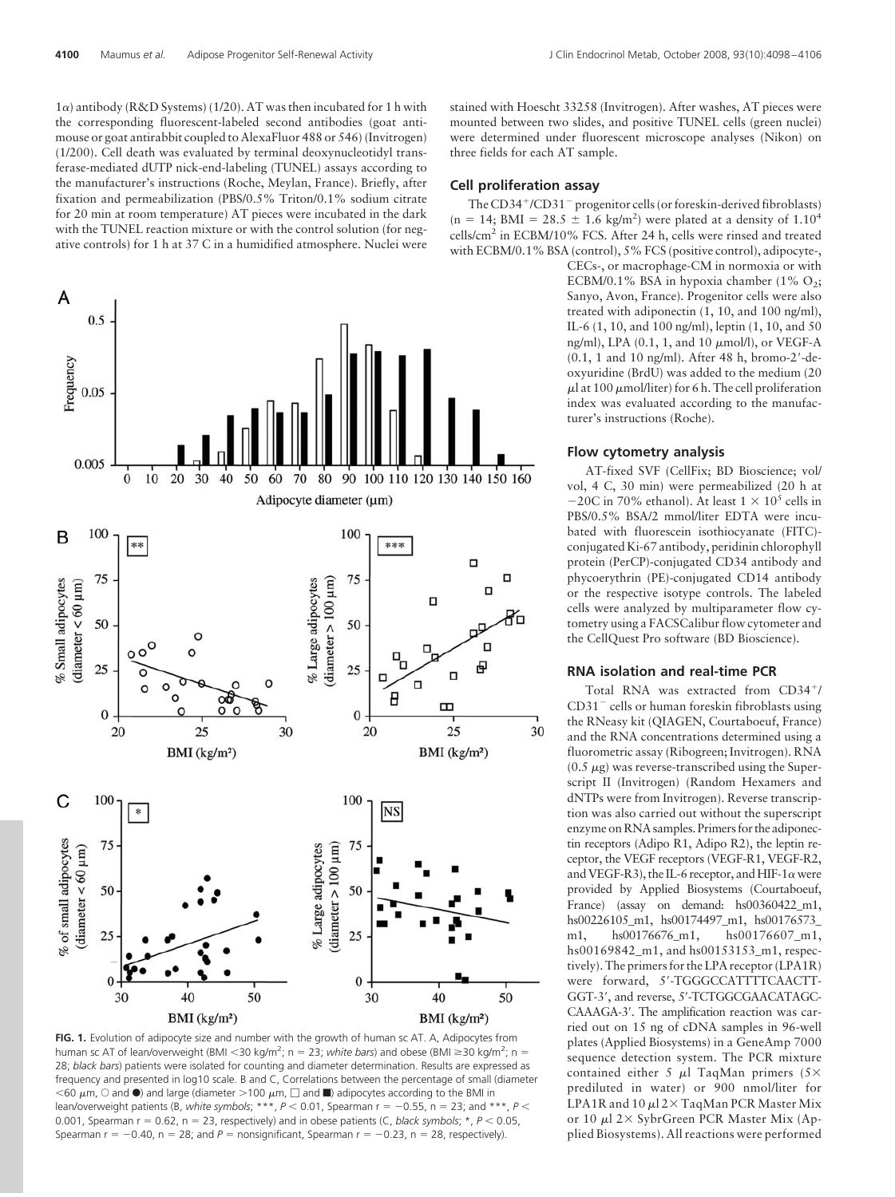1α) antibody (R&D Systems) (1/20). AT was then incubated for 1 h with the corresponding fluorescent-labeled second antibodies (goat antimouse or goat antirabbit coupled to AlexaFluor 488 or 546) (Invitrogen) (1/200). Cell death was evaluated by terminal deoxynucleotidyl transferase-mediated dUTP nick-end-labeling (TUNEL) assays according to the manufacturer's instructions (Roche, Meylan, France). Briefly, after fixation and permeabilization (PBS/0.5% Triton/0.1% sodium citrate for 20 min at room temperature) AT pieces were incubated in the dark with the TUNEL reaction mixture or with the control solution (for negative controls) for 1 h at 37 C in a humidified atmosphere. Nuclei were stained with Hoescht 33258 (Invitrogen). After washes, AT pieces were mounted between two slides, and positive TUNEL cells (green nuclei) were determined under fluorescent microscope analyses (Nikon) on three fields for each AT sample.

### Cell proliferation assay

The $CD34^+/CD31^-$ progenitor cells (or foreskin-derived fibroblasts) (n = 14; BMI = 28.5 ± 1.6 kg/m$^2$) were plated at a density of $1.10^4$ cells/cm$^2$ in ECBM/10% FCS. After 24 h, cells were rinsed and treated with ECBM/0.1% BSA (control), 5% FCS (positive control), adipocyte-, CECs-, or macrophage-CM in normoxia or with ECBM/0.1% BSA in hypoxia chamber (1% $O_2$; Sanyo, Avon, France). Progenitor cells were also treated with adiponectin (1, 10, and 100 ng/ml), IL-6 (1, 10, and 100 ng/ml), leptin (1, 10, and 50 ng/ml), LPA (0.1, 1, and 10 μmol/l), or VEGF-A (0.1, 1 and 10 ng/ml). After 48 h, bromo-2′-deoxyuridine (BrdU) was added to the medium (20 μl at 100 μmol/liter) for 6 h. The cell proliferation index was evaluated according to the manufacturer's instructions (Roche).

### Flow cytometry analysis

AT-fixed SVF (CellFix; BD Bioscience; vol/vol, 4 C, 30 min) were permeabilized (20 h at −20C in 70% ethanol). At least $1 \times 10^5$ cells in PBS/0.5% BSA/2 mmol/liter EDTA were incubated with fluorescein isothiocyanate (FITC)-conjugated Ki-67 antibody, peridinin chlorophyll protein (PerCP)-conjugated CD34 antibody and phycoerythrin (PE)-conjugated CD14 antibody or the respective isotype controls. The labeled cells were analyzed by multiparameter flow cytometry using a FACSCalibur flow cytometer and the CellQuest Pro software (BD Bioscience).

### RNA isolation and real-time PCR

Total RNA was extracted from $CD34^+/CD31^-$ cells or human foreskin fibroblasts using the RNeasy kit (QIAGEN, Courtaboeuf, France) and the RNA concentrations determined using a fluorometric assay (Ribogreen; Invitrogen). RNA (0.5 μg) was reverse-transcribed using the Superscript II (Invitrogen) (Random Hexamers and dNTPs were from Invitrogen). Reverse transcription was also carried out without the superscript enzyme on RNA samples. Primers for the adiponectin receptors (Adipo R1, Adipo R2), the leptin receptor, the VEGF receptors (VEGF-R1, VEGF-R2, and VEGF-R3), the IL-6 receptor, and HIF-1α were provided by Applied Biosystems (Courtaboeuf, France) (assay on demand: hs00360422_m1, hs00226105_m1, hs00174497_m1, hs00176573_m1, hs00176676_m1, hs00176607_m1, hs00169842_m1, and hs00153153_m1, respectively). The primers for the LPA receptor (LPA1R) were forward, 5′-TGGGCCATTTTCAACTTGGT-3′, and reverse, 5′-TCTGGCGAACATAGCCAAAGA-3′. The amplification reaction was carried out on 15 ng of cDNA samples in 96-well plates (Applied Biosystems) in a GeneAmp 7000 sequence detection system. The PCR mixture contained either 5 μl TaqMan primers (5× prediluted in water) or 900 nmol/liter for LPA1R and 10 μl 2× TaqMan PCR Master Mix or 10 μl 2× SybrGreen PCR Master Mix (Applied Biosystems). All reactions were performed

**FIG. 1.** Evolution of adipocyte size and number with the growth of human sc AT. A, Adipocytes from human sc AT of lean/overweight (BMI <30 kg/m$^2$; n = 23; *white bars*) and obese (BMI ≥30 kg/m$^2$; n = 28; *black bars*) patients were isolated for counting and diameter determination. Results are expressed as frequency and presented in log10 scale. B and C, Correlations between the percentage of small (diameter <60 μm, ○ and ●) and large (diameter >100 μm, □ and ■) adipocytes according to the BMI in lean/overweight patients (B, *white symbols*; ***, $P < 0.01$, Spearman r = −0.55, n = 23; and ***, $P < 0.001$, Spearman r = 0.62, n = 23, respectively) and in obese patients (C, *black symbols*; *, $P < 0.05$, Spearman r = −0.40, n = 28; and $P$ = nonsignificant, Spearman r = −0.23, n = 28, respectively).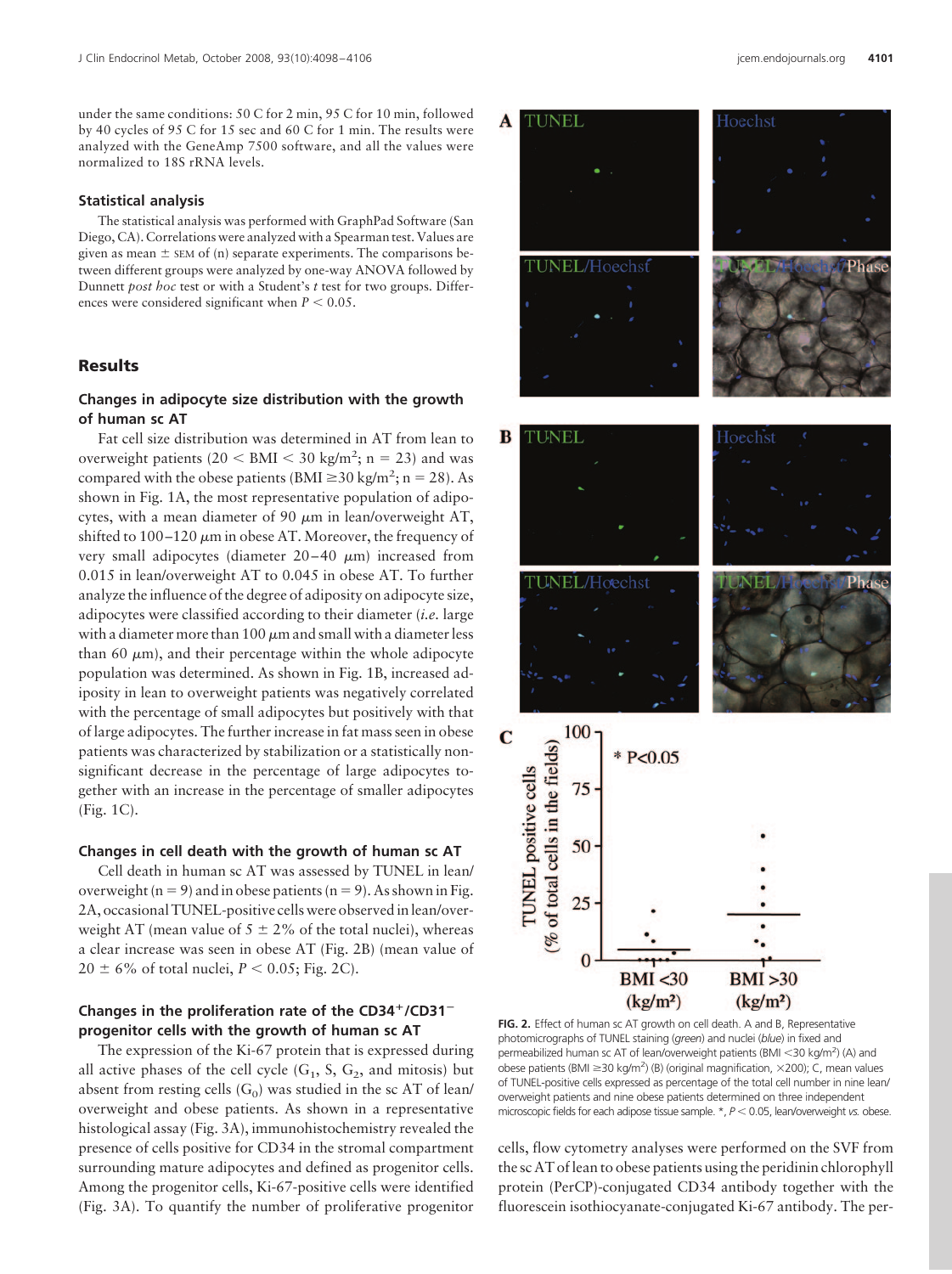under the same conditions: 50 C for 2 min, 95 C for 10 min, followed by 40 cycles of 95 C for 15 sec and 60 C for 1 min. The results were analyzed with the GeneAmp 7500 software, and all the values were normalized to 18S rRNA levels.

### Statistical analysis

The statistical analysis was performed with GraphPad Software (San Diego, CA). Correlations were analyzed with a Spearman test. Values are given as mean ± SEM of (n) separate experiments. The comparisons between different groups were analyzed by one-way ANOVA followed by Dunnett *post hoc* test or with a Student's *t* test for two groups. Differences were considered significant when $P < 0.05$.

## Results

### Changes in adipocyte size distribution with the growth of human sc AT

Fat cell size distribution was determined in AT from lean to overweight patients ($20 < \text{BMI} < 30$ kg/m$^2$; n = 23) and was compared with the obese patients (BMI ≥30 kg/m$^2$; n = 28). As shown in Fig. 1A, the most representative population of adipocytes, with a mean diameter of 90 μm in lean/overweight AT, shifted to 100–120 μm in obese AT. Moreover, the frequency of very small adipocytes (diameter 20–40 μm) increased from 0.015 in lean/overweight AT to 0.045 in obese AT. To further analyze the influence of the degree of adiposity on adipocyte size, adipocytes were classified according to their diameter (*i.e.* large with a diameter more than 100 μm and small with a diameter less than 60 μm), and their percentage within the whole adipocyte population was determined. As shown in Fig. 1B, increased adiposity in lean to overweight patients was negatively correlated with the percentage of small adipocytes but positively with that of large adipocytes. The further increase in fat mass seen in obese patients was characterized by stabilization or a statistically nonsignificant decrease in the percentage of large adipocytes together with an increase in the percentage of smaller adipocytes (Fig. 1C).

### Changes in cell death with the growth of human sc AT

Cell death in human sc AT was assessed by TUNEL in lean/overweight (n = 9) and in obese patients (n = 9). As shown in Fig. 2A, occasional TUNEL-positive cells were observed in lean/overweight AT (mean value of 5 ± 2% of the total nuclei), whereas a clear increase was seen in obese AT (Fig. 2B) (mean value of 20 ± 6% of total nuclei, $P < 0.05$; Fig. 2C).

### Changes in the proliferation rate of the CD34$^+$/CD31$^-$ progenitor cells with the growth of human sc AT

The expression of the Ki-67 protein that is expressed during all active phases of the cell cycle ($G_1$, S, $G_2$, and mitosis) but absent from resting cells ($G_0$) was studied in the sc AT of lean/overweight and obese patients. As shown in a representative histological assay (Fig. 3A), immunohistochemistry revealed the presence of cells positive for CD34 in the stromal compartment surrounding mature adipocytes and defined as progenitor cells. Among the progenitor cells, Ki-67-positive cells were identified (Fig. 3A). To quantify the number of proliferative progenitor cells, flow cytometry analyses were performed on the SVF from the sc AT of lean to obese patients using the peridinin chlorophyll protein (PerCP)-conjugated CD34 antibody together with the fluorescein isothiocyanate-conjugated Ki-67 antibody. The per-

FIG. 2. Effect of human sc AT growth on cell death. A and B, Representative photomicrographs of TUNEL staining (*green*) and nuclei (*blue*) in fixed and permeabilized human sc AT of lean/overweight patients (BMI <30 kg/m$^2$) (A) and obese patients (BMI ≥30 kg/m$^2$) (B) (original magnification, ×200); C, mean values of TUNEL-positive cells expressed as percentage of the total cell number in nine lean/overweight patients and nine obese patients determined on three independent microscopic fields for each adipose tissue sample. *, $P < 0.05$, lean/overweight *vs.* obese.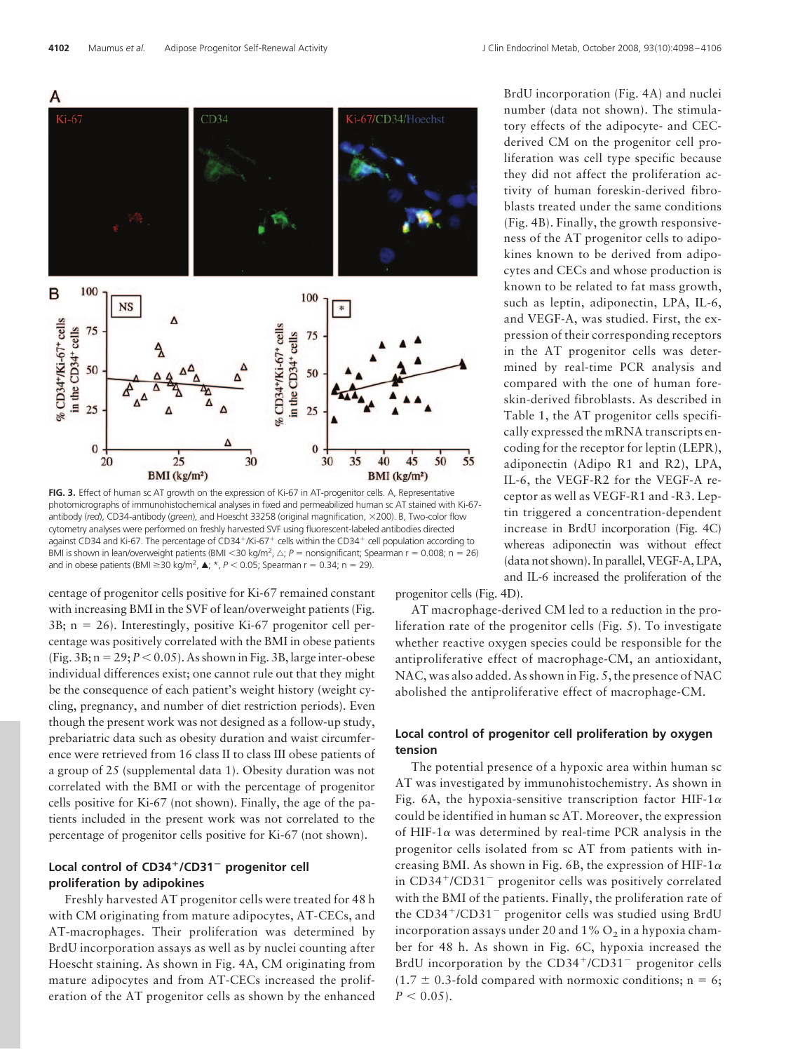FIG. 3. Effect of human sc AT growth on the expression of Ki-67 in AT-progenitor cells. A, Representative photomicrographs of immunohistochemical analyses in fixed and permeabilized human sc AT stained with Ki-67-antibody (*red*), CD34-antibody (*green*), and Hoescht 33258 (original magnification, ×200). B, Two-color flow cytometry analyses were performed on freshly harvested SVF using fluorescent-labeled antibodies directed against CD34 and Ki-67. The percentage of $CD34^+$/$Ki\text{-}67^+$ cells within the $CD34^+$ cell population according to BMI is shown in lean/overweight patients (BMI <30 kg/m², △; $P$ = nonsignificant; Spearman r = 0.008; n = 26) and in obese patients (BMI ≥30 kg/m², ▲; *, $P < 0.05$; Spearman r = 0.34; n = 29).

centage of progenitor cells positive for Ki-67 remained constant with increasing BMI in the SVF of lean/overweight patients (Fig. 3B; n = 26). Interestingly, positive Ki-67 progenitor cell percentage was positively correlated with the BMI in obese patients (Fig. 3B; n = 29; $P < 0.05$). As shown in Fig. 3B, large inter-obese individual differences exist; one cannot rule out that they might be the consequence of each patient's weight history (weight cycling, pregnancy, and number of diet restriction periods). Even though the present work was not designed as a follow-up study, prebariatric data such as obesity duration and waist circumference were retrieved from 16 class II to class III obese patients of a group of 25 (supplemental data 1). Obesity duration was not correlated with the BMI or with the percentage of progenitor cells positive for Ki-67 (not shown). Finally, the age of the patients included in the present work was not correlated to the percentage of progenitor cells positive for Ki-67 (not shown).

### Local control of $CD34^+$/$CD31^-$ progenitor cell proliferation by adipokines

Freshly harvested AT progenitor cells were treated for 48 h with CM originating from mature adipocytes, AT-CECs, and AT-macrophages. Their proliferation was determined by BrdU incorporation assays as well as by nuclei counting after Hoescht staining. As shown in Fig. 4A, CM originating from mature adipocytes and from AT-CECs increased the proliferation of the AT progenitor cells as shown by the enhanced BrdU incorporation (Fig. 4A) and nuclei number (data not shown). The stimulatory effects of the adipocyte- and CEC-derived CM on the progenitor cell proliferation was cell type specific because they did not affect the proliferation activity of human foreskin-derived fibroblasts treated under the same conditions (Fig. 4B). Finally, the growth responsiveness of the AT progenitor cells to adipokines known to be derived from adipocytes and CECs and whose production is known to be related to fat mass growth, such as leptin, adiponectin, LPA, IL-6, and VEGF-A, was studied. First, the expression of their corresponding receptors in the AT progenitor cells was determined by real-time PCR analysis and compared with the one of human foreskin-derived fibroblasts. As described in Table 1, the AT progenitor cells specifically expressed the mRNA transcripts encoding for the receptor for leptin (LEPR), adiponectin (Adipo R1 and R2), LPA, IL-6, the VEGF-R2 for the VEGF-A receptor as well as VEGF-R1 and -R3. Leptin triggered a concentration-dependent increase in BrdU incorporation (Fig. 4C) whereas adiponectin was without effect (data not shown). In parallel, VEGF-A, LPA, and IL-6 increased the proliferation of the progenitor cells (Fig. 4D).

AT macrophage-derived CM led to a reduction in the proliferation rate of the progenitor cells (Fig. 5). To investigate whether reactive oxygen species could be responsible for the antiproliferative effect of macrophage-CM, an antioxidant, NAC, was also added. As shown in Fig. 5, the presence of NAC abolished the antiproliferative effect of macrophage-CM.

### Local control of progenitor cell proliferation by oxygen tension

The potential presence of a hypoxic area within human sc AT was investigated by immunohistochemistry. As shown in Fig. 6A, the hypoxia-sensitive transcription factor HIF-1α could be identified in human sc AT. Moreover, the expression of HIF-1α was determined by real-time PCR analysis in the progenitor cells isolated from sc AT from patients with increasing BMI. As shown in Fig. 6B, the expression of HIF-1α in $CD34^+$/$CD31^-$ progenitor cells was positively correlated with the BMI of the patients. Finally, the proliferation rate of the $CD34^+$/$CD31^-$ progenitor cells was studied using BrdU incorporation assays under 20 and 1% $O_2$ in a hypoxia chamber for 48 h. As shown in Fig. 6C, hypoxia increased the BrdU incorporation by the $CD34^+$/$CD31^-$ progenitor cells (1.7 ± 0.3-fold compared with normoxic conditions; n = 6; $P < 0.05$).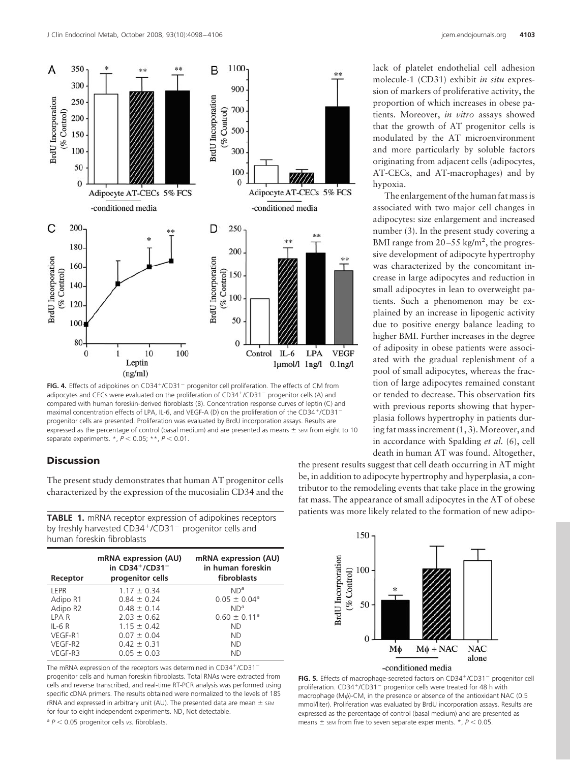**FIG. 4.** Effects of adipokines on CD34$^+$/CD31$^-$ progenitor cell proliferation. The effects of CM from adipocytes and CECs were evaluated on the proliferation of CD34$^+$/CD31$^-$ progenitor cells (A) and compared with human foreskin-derived fibroblasts (B). Concentration response curves of leptin (C) and maximal concentration effects of LPA, IL-6, and VEGF-A (D) on the proliferation of the CD34$^+$/CD31$^-$ progenitor cells are presented. Proliferation was evaluated by BrdU incorporation assays. Results are expressed as the percentage of control (basal medium) and are presented as means ± SEM from eight to 10 separate experiments. *, $P < 0.05$; **, $P < 0.01$.

## Discussion

The present study demonstrates that human AT progenitor cells characterized by the expression of the mucosialin CD34 and the lack of platelet endothelial cell adhesion molecule-1 (CD31) exhibit *in situ* expression of markers of proliferative activity, the proportion of which increases in obese patients. Moreover, *in vitro* assays showed that the growth of AT progenitor cells is modulated by the AT microenvironment and more particularly by soluble factors originating from adjacent cells (adipocytes, AT-CECs, and AT-macrophages) and by hypoxia.

The enlargement of the human fat mass is associated with two major cell changes in adipocytes: size enlargement and increased number (3). In the present study covering a BMI range from 20–55 kg/m$^2$, the progressive development of adipocyte hypertrophy was characterized by the concomitant increase in large adipocytes and reduction in small adipocytes in lean to overweight patients. Such a phenomenon may be explained by an increase in lipogenic activity due to positive energy balance leading to higher BMI. Further increases in the degree of adiposity in obese patients were associated with the gradual replenishment of a pool of small adipocytes, whereas the fraction of large adipocytes remained constant or tended to decrease. This observation fits with previous reports showing that hyperplasia follows hypertrophy in patients during fat mass increment (1, 3). Moreover, and in accordance with Spalding *et al.* (6), cell death in human AT was found. Altogether, the present results suggest that cell death occurring in AT might be, in addition to adipocyte hypertrophy and hyperplasia, a contributor to the remodeling events that take place in the growing fat mass. The appearance of small adipocytes in the AT of obese patients was more likely related to the formation of new adipo-

**TABLE 1.** mRNA receptor expression of adipokines receptors by freshly harvested CD34$^+$/CD31$^-$ progenitor cells and human foreskin fibroblasts

| Receptor | mRNA expression (AU) in CD34$^+$/CD31$^-$ progenitor cells | mRNA expression (AU) in human foreskin fibroblasts |
|---|---|---|
| LEPR | 1.17 ± 0.34 | ND[a] |
| Adipo R1 | 0.84 ± 0.24 | 0.05 ± 0.04[a] |
| Adipo R2 | 0.48 ± 0.14 | ND[a] |
| LPA R | 2.03 ± 0.62 | 0.60 ± 0.11[a] |
| IL-6 R | 1.15 ± 0.42 | ND |
| VEGF-R1 | 0.07 ± 0.04 | ND |
| VEGF-R2 | 0.42 ± 0.31 | ND |
| VEGF-R3 | 0.05 ± 0.03 | ND |

The mRNA expression of the receptors was determined in CD34$^+$/CD31$^-$ progenitor cells and human foreskin fibroblasts. Total RNAs were extracted from cells and reverse transcribed, and real-time RT-PCR analysis was performed using specific cDNA primers. The results obtained were normalized to the levels of 18S rRNA and expressed in arbitrary unit (AU). The presented data are mean ± SEM for four to eight independent experiments. ND, Not detectable.

[a] $P < 0.05$ progenitor cells *vs.* fibroblasts.

**FIG. 5.** Effects of macrophage-secreted factors on CD34$^+$/CD31$^-$ progenitor cell proliferation. CD34$^+$/CD31$^-$ progenitor cells were treated for 48 h with macrophage (Mϕ)-CM, in the presence or absence of the antioxidant NAC (0.5 mmol/liter). Proliferation was evaluated by BrdU incorporation assays. Results are expressed as the percentage of control (basal medium) and are presented as means ± SEM from five to seven separate experiments. *, $P < 0.05$.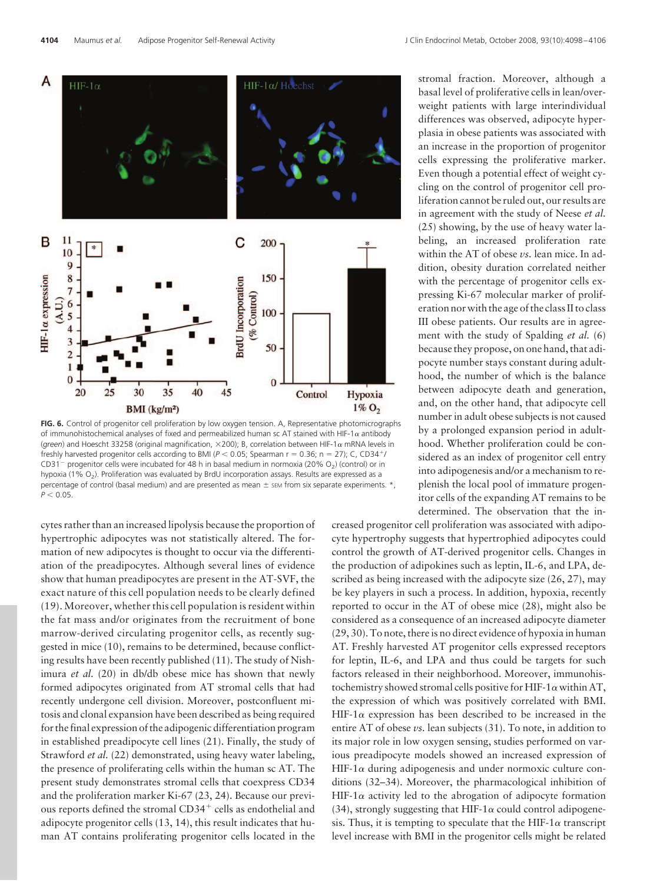FIG. 6. Control of progenitor cell proliferation by low oxygen tension. A, Representative photomicrographs of immunohistochemical analyses of fixed and permeabilized human sc AT stained with HIF-1α antibody (*green*) and Hoescht 33258 (original magnification, ×200); B, correlation between HIF-1α mRNA levels in freshly harvested progenitor cells according to BMI ($P < 0.05$; Spearman r = 0.36; n = 27); C, $CD34^+$/$CD31^-$ progenitor cells were incubated for 48 h in basal medium in normoxia (20% $O_2$) (control) or in hypoxia (1% $O_2$). Proliferation was evaluated by BrdU incorporation assays. Results are expressed as a percentage of control (basal medium) and are presented as mean ± SEM from six separate experiments. *, $P < 0.05$.

cytes rather than an increased lipolysis because the proportion of hypertrophic adipocytes was not statistically altered. The formation of new adipocytes is thought to occur via the differentiation of the preadipocytes. Although several lines of evidence show that human preadipocytes are present in the AT-SVF, the exact nature of this cell population needs to be clearly defined (19). Moreover, whether this cell population is resident within the fat mass and/or originates from the recruitment of bone marrow-derived circulating progenitor cells, as recently suggested in mice (10), remains to be determined, because conflicting results have been recently published (11). The study of Nishimura *et al.* (20) in db/db obese mice has shown that newly formed adipocytes originated from AT stromal cells that had recently undergone cell division. Moreover, postconfluent mitosis and clonal expansion have been described as being required for the final expression of the adipogenic differentiation program in established preadipocyte cell lines (21). Finally, the study of Strawford *et al.* (22) demonstrated, using heavy water labeling, the presence of proliferating cells within the human sc AT. The present study demonstrates stromal cells that coexpress CD34 and the proliferation marker Ki-67 (23, 24). Because our previous reports defined the stromal $CD34^+$ cells as endothelial and adipocyte progenitor cells (13, 14), this result indicates that human AT contains proliferating progenitor cells located in the stromal fraction. Moreover, although a basal level of proliferative cells in lean/overweight patients with large interindividual differences was observed, adipocyte hyperplasia in obese patients was associated with an increase in the proportion of progenitor cells expressing the proliferative marker. Even though a potential effect of weight cycling on the control of progenitor cell proliferation cannot be ruled out, our results are in agreement with the study of Neese *et al.* (25) showing, by the use of heavy water labeling, an increased proliferation rate within the AT of obese *vs.* lean mice. In addition, obesity duration correlated neither with the percentage of progenitor cells expressing Ki-67 molecular marker of proliferation nor with the age of the class II to class III obese patients. Our results are in agreement with the study of Spalding *et al.* (6) because they propose, on one hand, that adipocyte number stays constant during adulthood, the number of which is the balance between adipocyte death and generation, and, on the other hand, that adipocyte cell number in adult obese subjects is not caused by a prolonged expansion period in adulthood. Whether proliferation could be considered as an index of progenitor cell entry into adipogenesis and/or a mechanism to replenish the local pool of immature progenitor cells of the expanding AT remains to be determined. The observation that the increased progenitor cell proliferation was associated with adipocyte hypertrophy suggests that hypertrophied adipocytes could control the growth of AT-derived progenitor cells. Changes in the production of adipokines such as leptin, IL-6, and LPA, described as being increased with the adipocyte size (26, 27), may be key players in such a process. In addition, hypoxia, recently reported to occur in the AT of obese mice (28), might also be considered as a consequence of an increased adipocyte diameter (29, 30). To note, there is no direct evidence of hypoxia in human AT. Freshly harvested AT progenitor cells expressed receptors for leptin, IL-6, and LPA and thus could be targets for such factors released in their neighborhood. Moreover, immunohistochemistry showed stromal cells positive for HIF-1α within AT, the expression of which was positively correlated with BMI. HIF-1α expression has been described to be increased in the entire AT of obese *vs.* lean subjects (31). To note, in addition to its major role in low oxygen sensing, studies performed on various preadipocyte models showed an increased expression of HIF-1α during adipogenesis and under normoxic culture conditions (32–34). Moreover, the pharmacological inhibition of HIF-1α activity led to the abrogation of adipocyte formation (34), strongly suggesting that HIF-1α could control adipogenesis. Thus, it is tempting to speculate that the HIF-1α transcript level increase with BMI in the progenitor cells might be related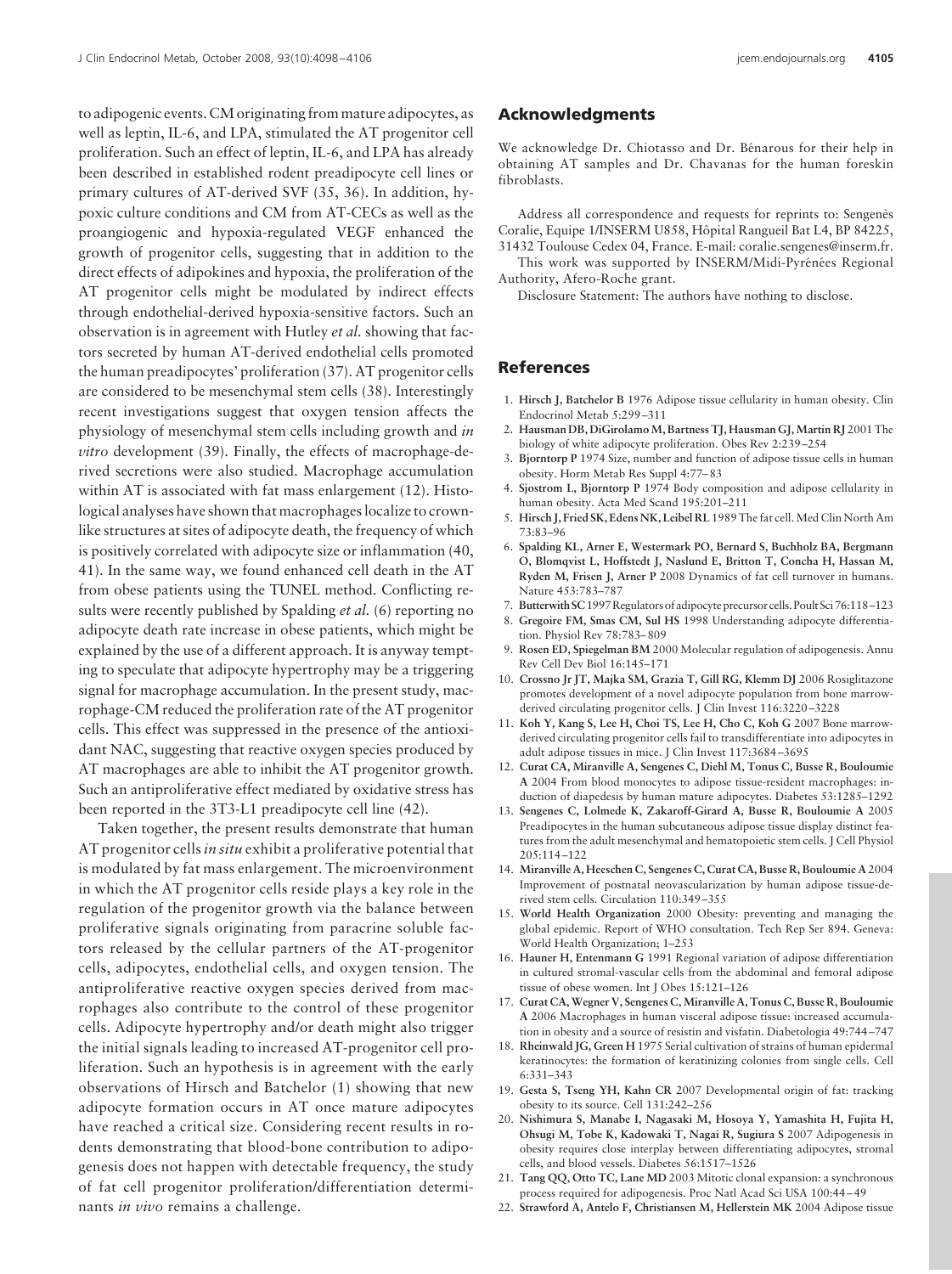to adipogenic events. CM originating from mature adipocytes, as well as leptin, IL-6, and LPA, stimulated the AT progenitor cell proliferation. Such an effect of leptin, IL-6, and LPA has already been described in established rodent preadipocyte cell lines or primary cultures of AT-derived SVF (35, 36). In addition, hypoxic culture conditions and CM from AT-CECs as well as the proangiogenic and hypoxia-regulated VEGF enhanced the growth of progenitor cells, suggesting that in addition to the direct effects of adipokines and hypoxia, the proliferation of the AT progenitor cells might be modulated by indirect effects through endothelial-derived hypoxia-sensitive factors. Such an observation is in agreement with Hutley *et al.* showing that factors secreted by human AT-derived endothelial cells promoted the human preadipocytes' proliferation (37). AT progenitor cells are considered to be mesenchymal stem cells (38). Interestingly recent investigations suggest that oxygen tension affects the physiology of mesenchymal stem cells including growth and *in vitro* development (39). Finally, the effects of macrophage-derived secretions were also studied. Macrophage accumulation within AT is associated with fat mass enlargement (12). Histological analyses have shown that macrophages localize to crown-like structures at sites of adipocyte death, the frequency of which is positively correlated with adipocyte size or inflammation (40, 41). In the same way, we found enhanced cell death in the AT from obese patients using the TUNEL method. Conflicting results were recently published by Spalding *et al.* (6) reporting no adipocyte death rate increase in obese patients, which might be explained by the use of a different approach. It is anyway tempting to speculate that adipocyte hypertrophy may be a triggering signal for macrophage accumulation. In the present study, macrophage-CM reduced the proliferation rate of the AT progenitor cells. This effect was suppressed in the presence of the antioxidant NAC, suggesting that reactive oxygen species produced by AT macrophages are able to inhibit the AT progenitor growth. Such an antiproliferative effect mediated by oxidative stress has been reported in the 3T3-L1 preadipocyte cell line (42).

Taken together, the present results demonstrate that human AT progenitor cells *in situ* exhibit a proliferative potential that is modulated by fat mass enlargement. The microenvironment in which the AT progenitor cells reside plays a key role in the regulation of the progenitor growth via the balance between proliferative signals originating from paracrine soluble factors released by the cellular partners of the AT-progenitor cells, adipocytes, endothelial cells, and oxygen tension. The antiproliferative reactive oxygen species derived from macrophages also contribute to the control of these progenitor cells. Adipocyte hypertrophy and/or death might also trigger the initial signals leading to increased AT-progenitor cell proliferation. Such an hypothesis is in agreement with the early observations of Hirsch and Batchelor (1) showing that new adipocyte formation occurs in AT once mature adipocytes have reached a critical size. Considering recent results in rodents demonstrating that blood-bone contribution to adipogenesis does not happen with detectable frequency, the study of fat cell progenitor proliferation/differentiation determinants *in vivo* remains a challenge.

## Acknowledgments

We acknowledge Dr. Chiotasso and Dr. Bénarous for their help in obtaining AT samples and Dr. Chavanas for the human foreskin fibroblasts.

Address all correspondence and requests for reprints to: Sengenès Coralie, Equipe 1/INSERM U858, Hôpital Rangueil Bat L4, BP 84225, 31432 Toulouse Cedex 04, France. E-mail: coralie.sengenes@inserm.fr.

This work was supported by INSERM/Midi-Pyrénées Regional Authority, Afero-Roche grant.

Disclosure Statement: The authors have nothing to disclose.

## References

1. **Hirsch J, Batchelor B** 1976 Adipose tissue cellularity in human obesity. Clin Endocrinol Metab 5:299–311
2. **Hausman DB, DiGirolamo M, Bartness TJ, Hausman GJ, Martin RJ** 2001 The biology of white adipocyte proliferation. Obes Rev 2:239–254
3. **Bjorntorp P** 1974 Size, number and function of adipose tissue cells in human obesity. Horm Metab Res Suppl 4:77–83
4. **Sjostrom L, Bjorntorp P** 1974 Body composition and adipose cellularity in human obesity. Acta Med Scand 195:201–211
5. **Hirsch J, Fried SK, Edens NK, Leibel RL** 1989 The fat cell. Med Clin North Am 73:83–96
6. **Spalding KL, Arner E, Westermark PO, Bernard S, Buchholz BA, Bergmann O, Blomqvist L, Hoffstedt J, Naslund E, Britton T, Concha H, Hassan M, Ryden M, Frisen J, Arner P** 2008 Dynamics of fat cell turnover in humans. Nature 453:783–787
7. **Butterwith SC** 1997 Regulators of adipocyte precursor cells. Poult Sci 76:118–123
8. **Gregoire FM, Smas CM, Sul HS** 1998 Understanding adipocyte differentiation. Physiol Rev 78:783–809
9. **Rosen ED, Spiegelman BM** 2000 Molecular regulation of adipogenesis. Annu Rev Cell Dev Biol 16:145–171
10. **Crossno Jr JT, Majka SM, Grazia T, Gill RG, Klemm DJ** 2006 Rosiglitazone promotes development of a novel adipocyte population from bone marrow-derived circulating progenitor cells. J Clin Invest 116:3220–3228
11. **Koh Y, Kang S, Lee H, Choi TS, Lee H, Cho C, Koh G** 2007 Bone marrow-derived circulating progenitor cells fail to transdifferentiate into adipocytes in adult adipose tissues in mice. J Clin Invest 117:3684–3695
12. **Curat CA, Miranville A, Sengenes C, Diehl M, Tonus C, Busse R, Bouloumie A** 2004 From blood monocytes to adipose tissue-resident macrophages: induction of diapedesis by human mature adipocytes. Diabetes 53:1285–1292
13. **Sengenes C, Lolmede K, Zakaroff-Girard A, Busse R, Bouloumie A** 2005 Preadipocytes in the human subcutaneous adipose tissue display distinct features from the adult mesenchymal and hematopoietic stem cells. J Cell Physiol 205:114–122
14. **Miranville A, Heeschen C, Sengenes C, Curat CA, Busse R, Bouloumie A** 2004 Improvement of postnatal neovascularization by human adipose tissue-derived stem cells. Circulation 110:349–355
15. **World Health Organization** 2000 Obesity: preventing and managing the global epidemic. Report of WHO consultation. Tech Rep Ser 894. Geneva: World Health Organization; 1–253
16. **Hauner H, Entenmann G** 1991 Regional variation of adipose differentiation in cultured stromal-vascular cells from the abdominal and femoral adipose tissue of obese women. Int J Obes 15:121–126
17. **Curat CA, Wegner V, Sengenes C, Miranville A, Tonus C, Busse R, Bouloumie A** 2006 Macrophages in human visceral adipose tissue: increased accumulation in obesity and a source of resistin and visfatin. Diabetologia 49:744–747
18. **Rheinwald JG, Green H** 1975 Serial cultivation of strains of human epidermal keratinocytes: the formation of keratinizing colonies from single cells. Cell 6:331–343
19. **Gesta S, Tseng YH, Kahn CR** 2007 Developmental origin of fat: tracking obesity to its source. Cell 131:242–256
20. **Nishimura S, Manabe I, Nagasaki M, Hosoya Y, Yamashita H, Fujita H, Ohsugi M, Tobe K, Kadowaki T, Nagai R, Sugiura S** 2007 Adipogenesis in obesity requires close interplay between differentiating adipocytes, stromal cells, and blood vessels. Diabetes 56:1517–1526
21. **Tang QQ, Otto TC, Lane MD** 2003 Mitotic clonal expansion: a synchronous process required for adipogenesis. Proc Natl Acad Sci USA 100:44–49
22. **Strawford A, Antelo F, Christiansen M, Hellerstein MK** 2004 Adipose tissue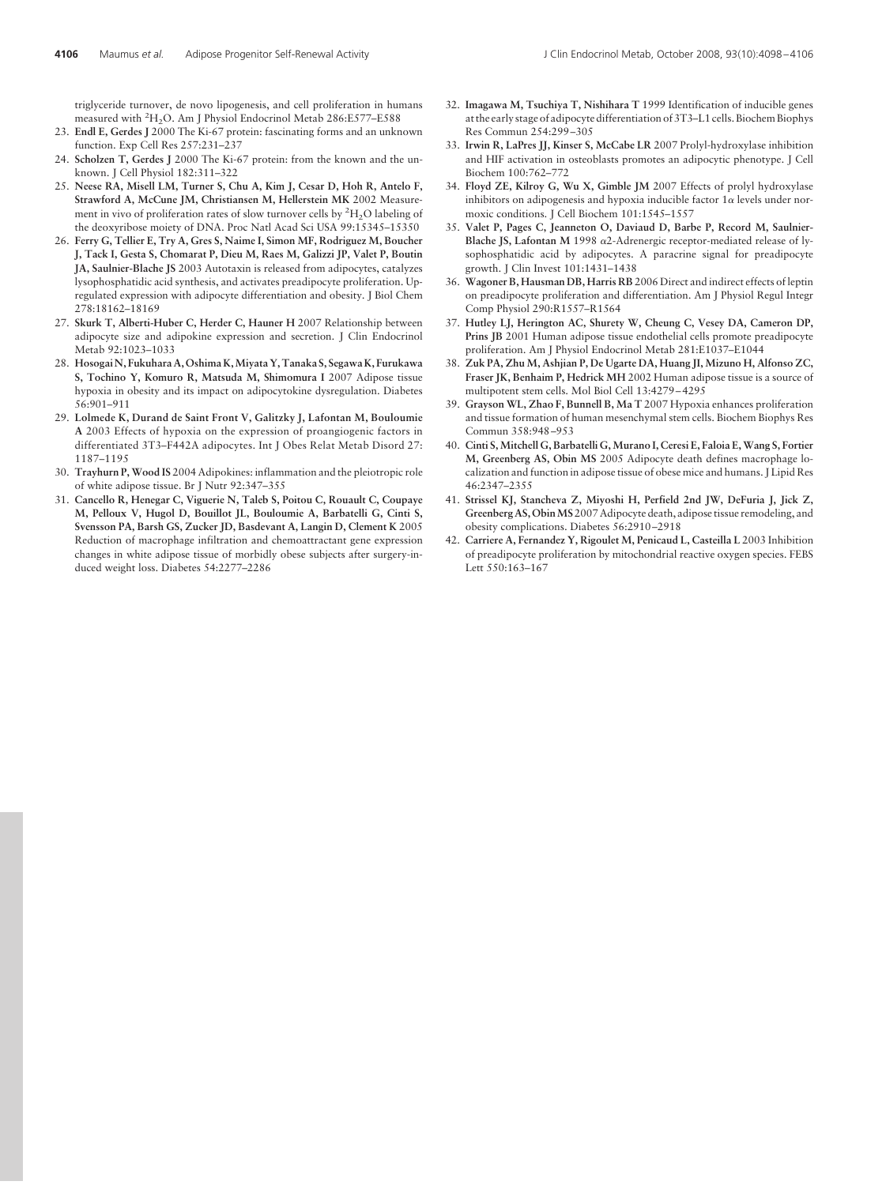triglyceride turnover, de novo lipogenesis, and cell proliferation in humans measured with $^2H_2O$. Am J Physiol Endocrinol Metab 286:E577–E588

23. **Endl E, Gerdes J** 2000 The Ki-67 protein: fascinating forms and an unknown function. Exp Cell Res 257:231–237
24. **Scholzen T, Gerdes J** 2000 The Ki-67 protein: from the known and the unknown. J Cell Physiol 182:311–322
25. **Neese RA, Misell LM, Turner S, Chu A, Kim J, Cesar D, Hoh R, Antelo F, Strawford A, McCune JM, Christiansen M, Hellerstein MK** 2002 Measurement in vivo of proliferation rates of slow turnover cells by $^2H_2O$ labeling of the deoxyribose moiety of DNA. Proc Natl Acad Sci USA 99:15345–15350
26. **Ferry G, Tellier E, Try A, Gres S, Naime I, Simon MF, Rodriguez M, Boucher J, Tack I, Gesta S, Chomarat P, Dieu M, Raes M, Galizzi JP, Valet P, Boutin JA, Saulnier-Blache JS** 2003 Autotaxin is released from adipocytes, catalyzes lysophosphatidic acid synthesis, and activates preadipocyte proliferation. Up-regulated expression with adipocyte differentiation and obesity. J Biol Chem 278:18162–18169
27. **Skurk T, Alberti-Huber C, Herder C, Hauner H** 2007 Relationship between adipocyte size and adipokine expression and secretion. J Clin Endocrinol Metab 92:1023–1033
28. **Hosogai N, Fukuhara A, Oshima K, Miyata Y, Tanaka S, Segawa K, Furukawa S, Tochino Y, Komuro R, Matsuda M, Shimomura I** 2007 Adipose tissue hypoxia in obesity and its impact on adipocytokine dysregulation. Diabetes 56:901–911
29. **Lolmede K, Durand de Saint Front V, Galitzky J, Lafontan M, Bouloumie A** 2003 Effects of hypoxia on the expression of proangiogenic factors in differentiated 3T3–F442A adipocytes. Int J Obes Relat Metab Disord 27:1187–1195
30. **Trayhurn P, Wood IS** 2004 Adipokines: inflammation and the pleiotropic role of white adipose tissue. Br J Nutr 92:347–355
31. **Cancello R, Henegar C, Viguerie N, Taleb S, Poitou C, Rouault C, Coupaye M, Pelloux V, Hugol D, Bouillot JL, Bouloumie A, Barbatelli G, Cinti S, Svensson PA, Barsh GS, Zucker JD, Basdevant A, Langin D, Clement K** 2005 Reduction of macrophage infiltration and chemoattractant gene expression changes in white adipose tissue of morbidly obese subjects after surgery-induced weight loss. Diabetes 54:2277–2286
32. **Imagawa M, Tsuchiya T, Nishihara T** 1999 Identification of inducible genes at the early stage of adipocyte differentiation of 3T3–L1 cells. Biochem Biophys Res Commun 254:299–305
33. **Irwin R, LaPres JJ, Kinser S, McCabe LR** 2007 Prolyl-hydroxylase inhibition and HIF activation in osteoblasts promotes an adipocytic phenotype. J Cell Biochem 100:762–772
34. **Floyd ZE, Kilroy G, Wu X, Gimble JM** 2007 Effects of prolyl hydroxylase inhibitors on adipogenesis and hypoxia inducible factor 1$\alpha$ levels under normoxic conditions. J Cell Biochem 101:1545–1557
35. **Valet P, Pages C, Jeanneton O, Daviaud D, Barbe P, Record M, Saulnier-Blache JS, Lafontan M** 1998 $\alpha$2-Adrenergic receptor-mediated release of lysophosphatidic acid by adipocytes. A paracrine signal for preadipocyte growth. J Clin Invest 101:1431–1438
36. **Wagoner B, Hausman DB, Harris RB** 2006 Direct and indirect effects of leptin on preadipocyte proliferation and differentiation. Am J Physiol Regul Integr Comp Physiol 290:R1557–R1564
37. **Hutley LJ, Herington AC, Shurety W, Cheung C, Vesey DA, Cameron DP, Prins JB** 2001 Human adipose tissue endothelial cells promote preadipocyte proliferation. Am J Physiol Endocrinol Metab 281:E1037–E1044
38. **Zuk PA, Zhu M, Ashjian P, De Ugarte DA, Huang JI, Mizuno H, Alfonso ZC, Fraser JK, Benhaim P, Hedrick MH** 2002 Human adipose tissue is a source of multipotent stem cells. Mol Biol Cell 13:4279–4295
39. **Grayson WL, Zhao F, Bunnell B, Ma T** 2007 Hypoxia enhances proliferation and tissue formation of human mesenchymal stem cells. Biochem Biophys Res Commun 358:948–953
40. **Cinti S, Mitchell G, Barbatelli G, Murano I, Ceresi E, Faloia E, Wang S, Fortier M, Greenberg AS, Obin MS** 2005 Adipocyte death defines macrophage localization and function in adipose tissue of obese mice and humans. J Lipid Res 46:2347–2355
41. **Strissel KJ, Stancheva Z, Miyoshi H, Perfield 2nd JW, DeFuria J, Jick Z, Greenberg AS, Obin MS** 2007 Adipocyte death, adipose tissue remodeling, and obesity complications. Diabetes 56:2910–2918
42. **Carriere A, Fernandez Y, Rigoulet M, Penicaud L, Casteilla L** 2003 Inhibition of preadipocyte proliferation by mitochondrial reactive oxygen species. FEBS Lett 550:163–167